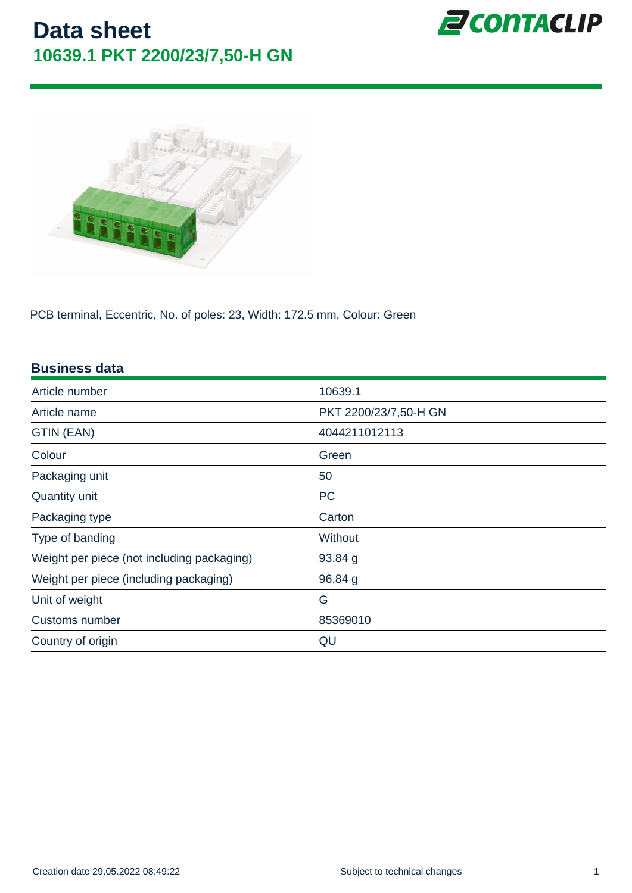# Data sheet

## 10639.1 PKT 2200/23/7,50-H GN

PCB terminal, Eccentric, No. of poles: 23, Width: 172.5 mm, Colour: Green

### Business data

| | |
|---|---|
| Article number | 10639.1 |
| Article name | PKT 2200/23/7,50-H GN |
| GTIN (EAN) | 4044211012113 |
| Colour | Green |
| Packaging unit | 50 |
| Quantity unit | PC |
| Packaging type | Carton |
| Type of banding | Without |
| Weight per piece (not including packaging) | 93.84 g |
| Weight per piece (including packaging) | 96.84 g |
| Unit of weight | G |
| Customs number | 85369010 |
| Country of origin | QU |

Creation date 29.05.2022 08:49:22

Subject to technical changes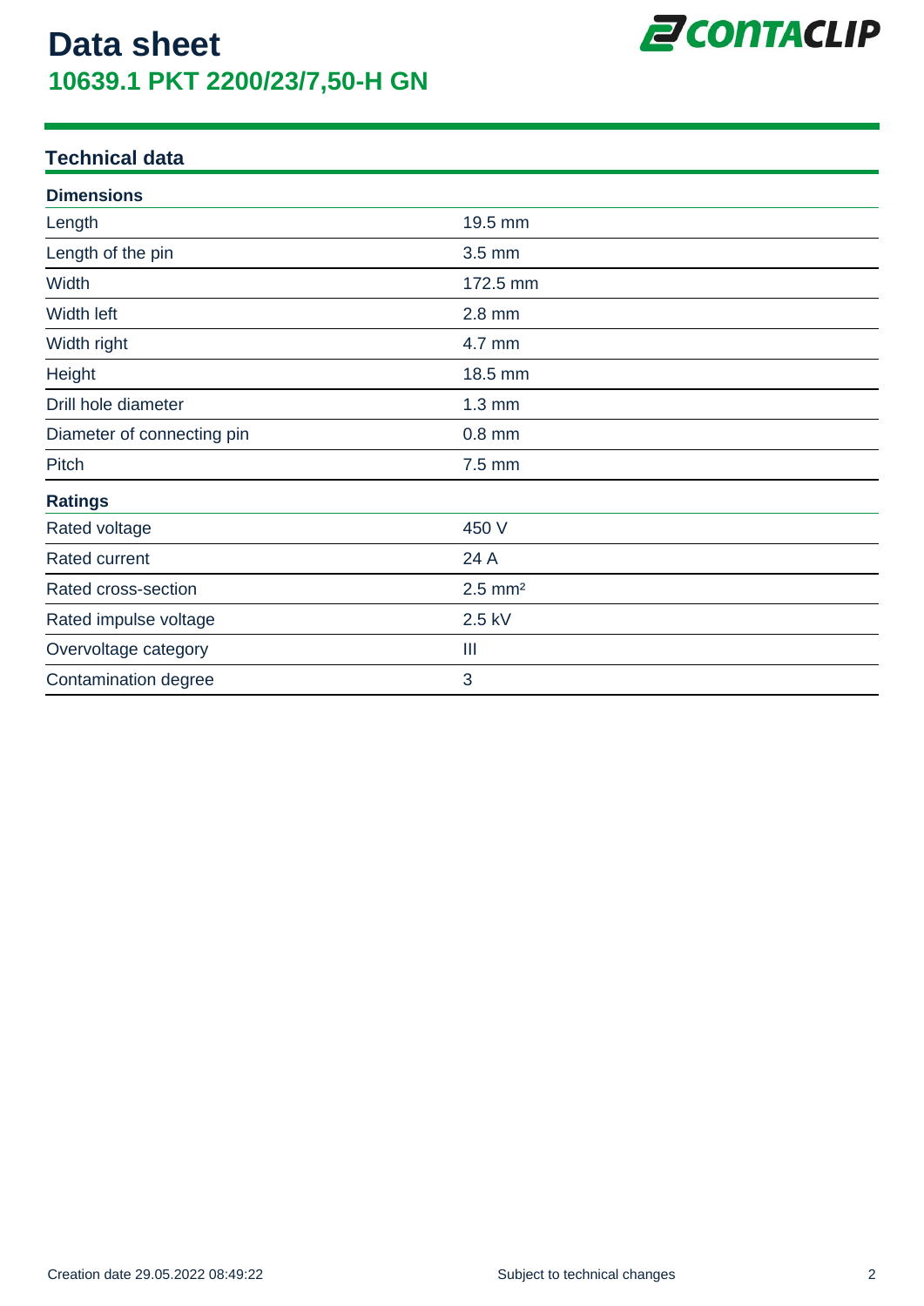# Data sheet

## 10639.1 PKT 2200/23/7,50-H GN

### Technical data

| Dimensions | |
|---|---|
| Length | 19.5 mm |
| Length of the pin | 3.5 mm |
| Width | 172.5 mm |
| Width left | 2.8 mm |
| Width right | 4.7 mm |
| Height | 18.5 mm |
| Drill hole diameter | 1.3 mm |
| Diameter of connecting pin | 0.8 mm |
| Pitch | 7.5 mm |

| Ratings | |
|---|---|
| Rated voltage | 450 V |
| Rated current | 24 A |
| Rated cross-section | 2.5 $mm^2$ |
| Rated impulse voltage | 2.5 kV |
| Overvoltage category | III |
| Contamination degree | 3 |

Creation date 29.05.2022 08:49:22

Subject to technical changes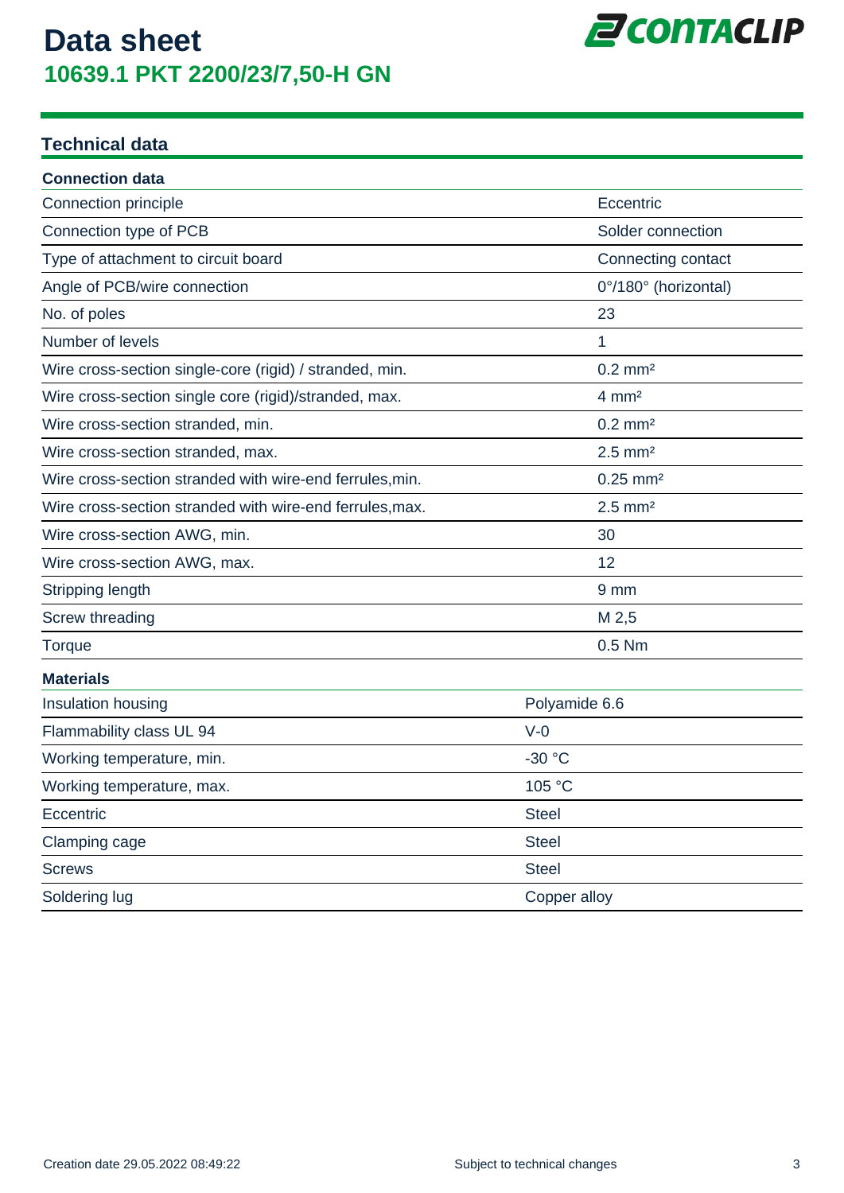# Data sheet

## 10639.1 PKT 2200/23/7,50-H GN

## Technical data

### Connection data

| Connection data | |
|---|---|
| Connection principle | Eccentric |
| Connection type of PCB | Solder connection |
| Type of attachment to circuit board | Connecting contact |
| Angle of PCB/wire connection | 0°/180° (horizontal) |
| No. of poles | 23 |
| Number of levels | 1 |
| Wire cross-section single-core (rigid) / stranded, min. | 0.2 mm² |
| Wire cross-section single core (rigid)/stranded, max. | 4 mm² |
| Wire cross-section stranded, min. | 0.2 mm² |
| Wire cross-section stranded, max. | 2.5 mm² |
| Wire cross-section stranded with wire-end ferrules,min. | 0.25 mm² |
| Wire cross-section stranded with wire-end ferrules,max. | 2.5 mm² |
| Wire cross-section AWG, min. | 30 |
| Wire cross-section AWG, max. | 12 |
| Stripping length | 9 mm |
| Screw threading | M 2,5 |
| Torque | 0.5 Nm |

### Materials

| Materials | |
|---|---|
| Insulation housing | Polyamide 6.6 |
| Flammability class UL 94 | V-0 |
| Working temperature, min. | -30 °C |
| Working temperature, max. | 105 °C |
| Eccentric | Steel |
| Clamping cage | Steel |
| Screws | Steel |
| Soldering lug | Copper alloy |

Creation date 29.05.2022 08:49:22

Subject to technical changes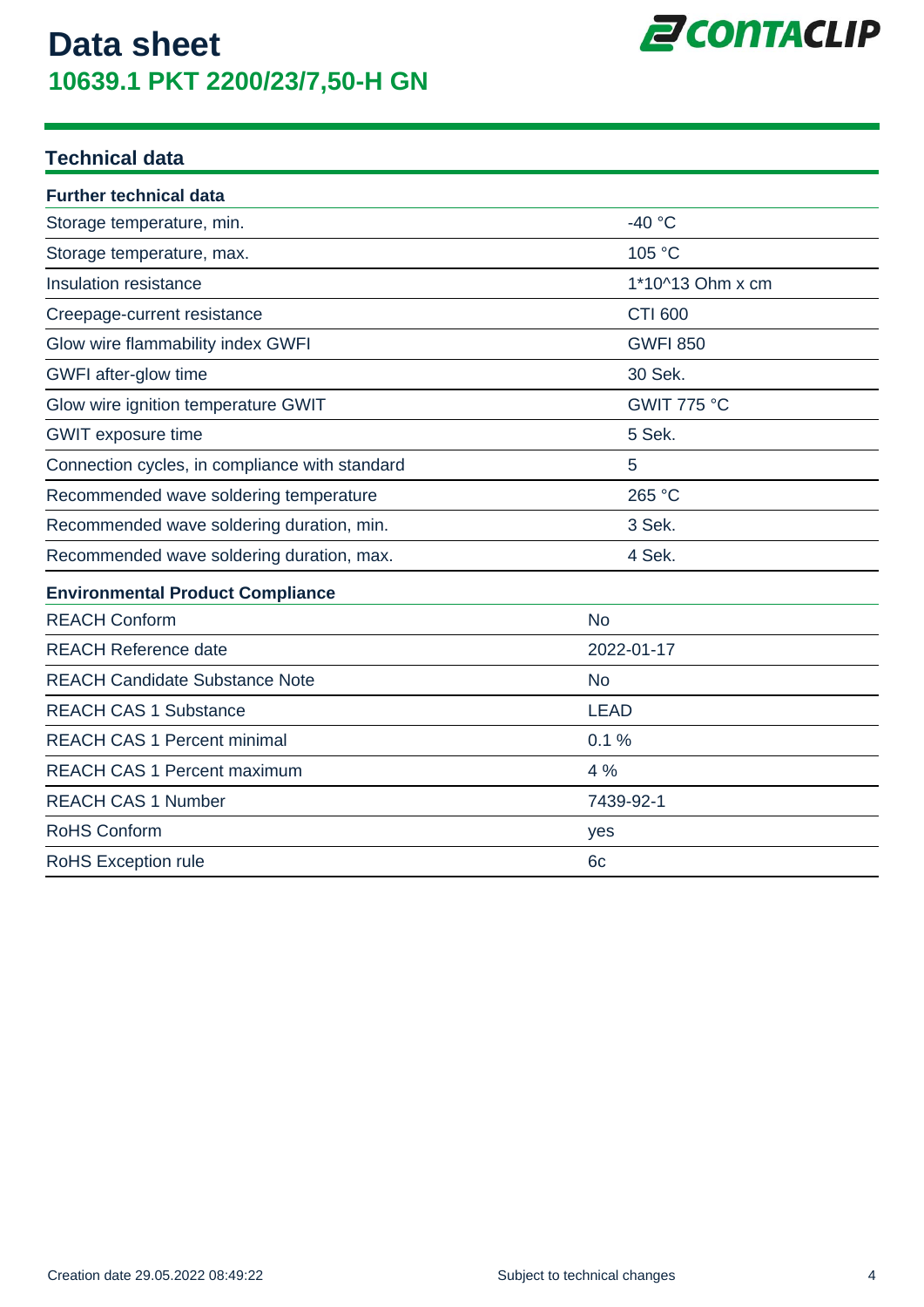# Data sheet

## 10639.1 PKT 2200/23/7,50-H GN

## Technical data

### Further technical data

| | |
|---|---|
| Storage temperature, min. | -40 °C |
| Storage temperature, max. | 105 °C |
| Insulation resistance | 1*10^13 Ohm x cm |
| Creepage-current resistance | CTI 600 |
| Glow wire flammability index GWFI | GWFI 850 |
| GWFI after-glow time | 30 Sek. |
| Glow wire ignition temperature GWIT | GWIT 775 °C |
| GWIT exposure time | 5 Sek. |
| Connection cycles, in compliance with standard | 5 |
| Recommended wave soldering temperature | 265 °C |
| Recommended wave soldering duration, min. | 3 Sek. |
| Recommended wave soldering duration, max. | 4 Sek. |

### Environmental Product Compliance

| | |
|---|---|
| REACH Conform | No |
| REACH Reference date | 2022-01-17 |
| REACH Candidate Substance Note | No |
| REACH CAS 1 Substance | LEAD |
| REACH CAS 1 Percent minimal | 0.1 % |
| REACH CAS 1 Percent maximum | 4 % |
| REACH CAS 1 Number | 7439-92-1 |
| RoHS Conform | yes |
| RoHS Exception rule | 6c |

Creation date 29.05.2022 08:49:22

Subject to technical changes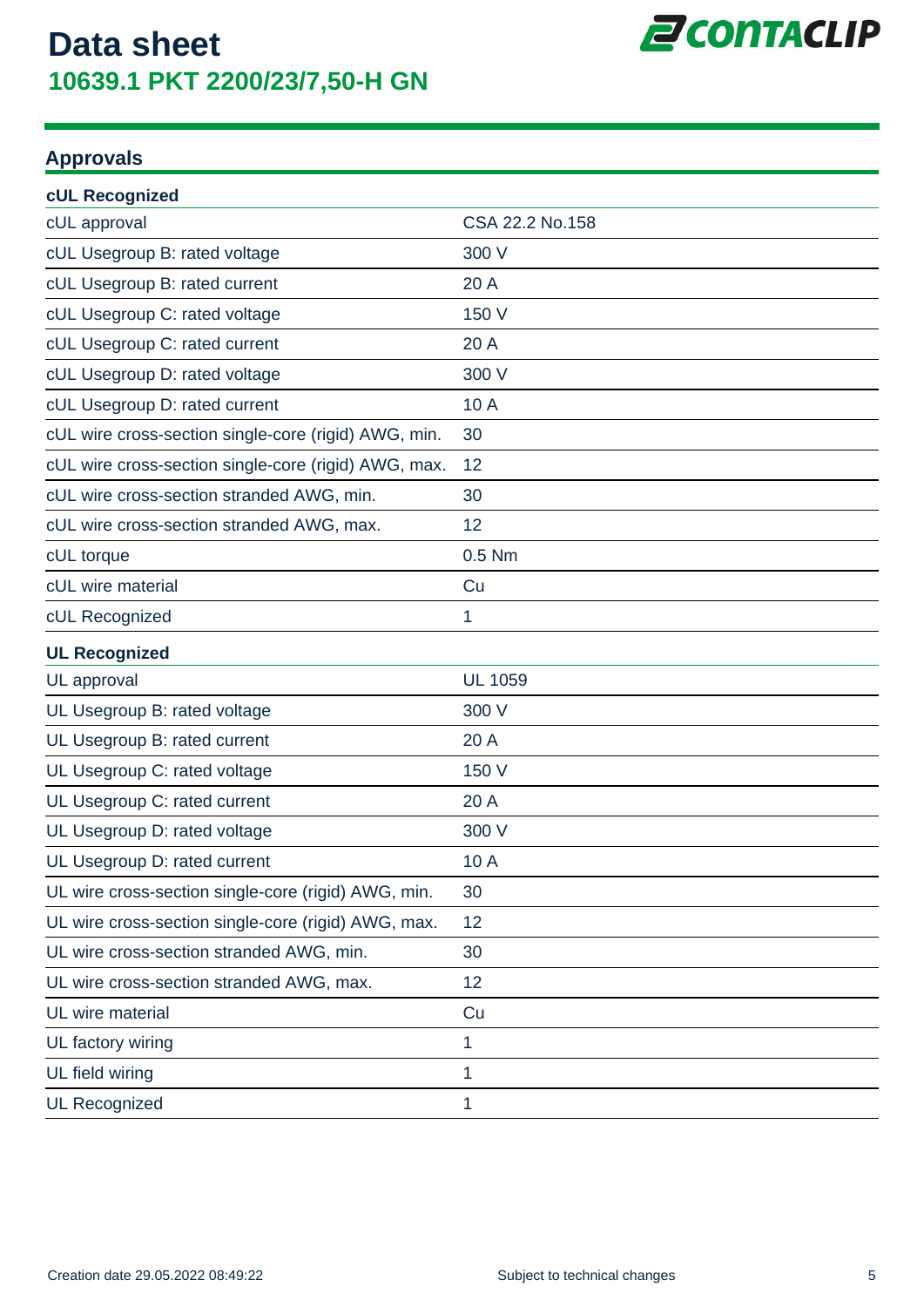# Data sheet

## 10639.1 PKT 2200/23/7,50-H GN

### Approvals

| cUL Recognized | |
|---|---|
| cUL approval | CSA 22.2 No.158 |
| cUL Usegroup B: rated voltage | 300 V |
| cUL Usegroup B: rated current | 20 A |
| cUL Usegroup C: rated voltage | 150 V |
| cUL Usegroup C: rated current | 20 A |
| cUL Usegroup D: rated voltage | 300 V |
| cUL Usegroup D: rated current | 10 A |
| cUL wire cross-section single-core (rigid) AWG, min. | 30 |
| cUL wire cross-section single-core (rigid) AWG, max. | 12 |
| cUL wire cross-section stranded AWG, min. | 30 |
| cUL wire cross-section stranded AWG, max. | 12 |
| cUL torque | 0.5 Nm |
| cUL wire material | Cu |
| cUL Recognized | 1 |

| UL Recognized | |
|---|---|
| UL approval | UL 1059 |
| UL Usegroup B: rated voltage | 300 V |
| UL Usegroup B: rated current | 20 A |
| UL Usegroup C: rated voltage | 150 V |
| UL Usegroup C: rated current | 20 A |
| UL Usegroup D: rated voltage | 300 V |
| UL Usegroup D: rated current | 10 A |
| UL wire cross-section single-core (rigid) AWG, min. | 30 |
| UL wire cross-section single-core (rigid) AWG, max. | 12 |
| UL wire cross-section stranded AWG, min. | 30 |
| UL wire cross-section stranded AWG, max. | 12 |
| UL wire material | Cu |
| UL factory wiring | 1 |
| UL field wiring | 1 |
| UL Recognized | 1 |

Creation date 29.05.2022 08:49:22 — Subject to technical changes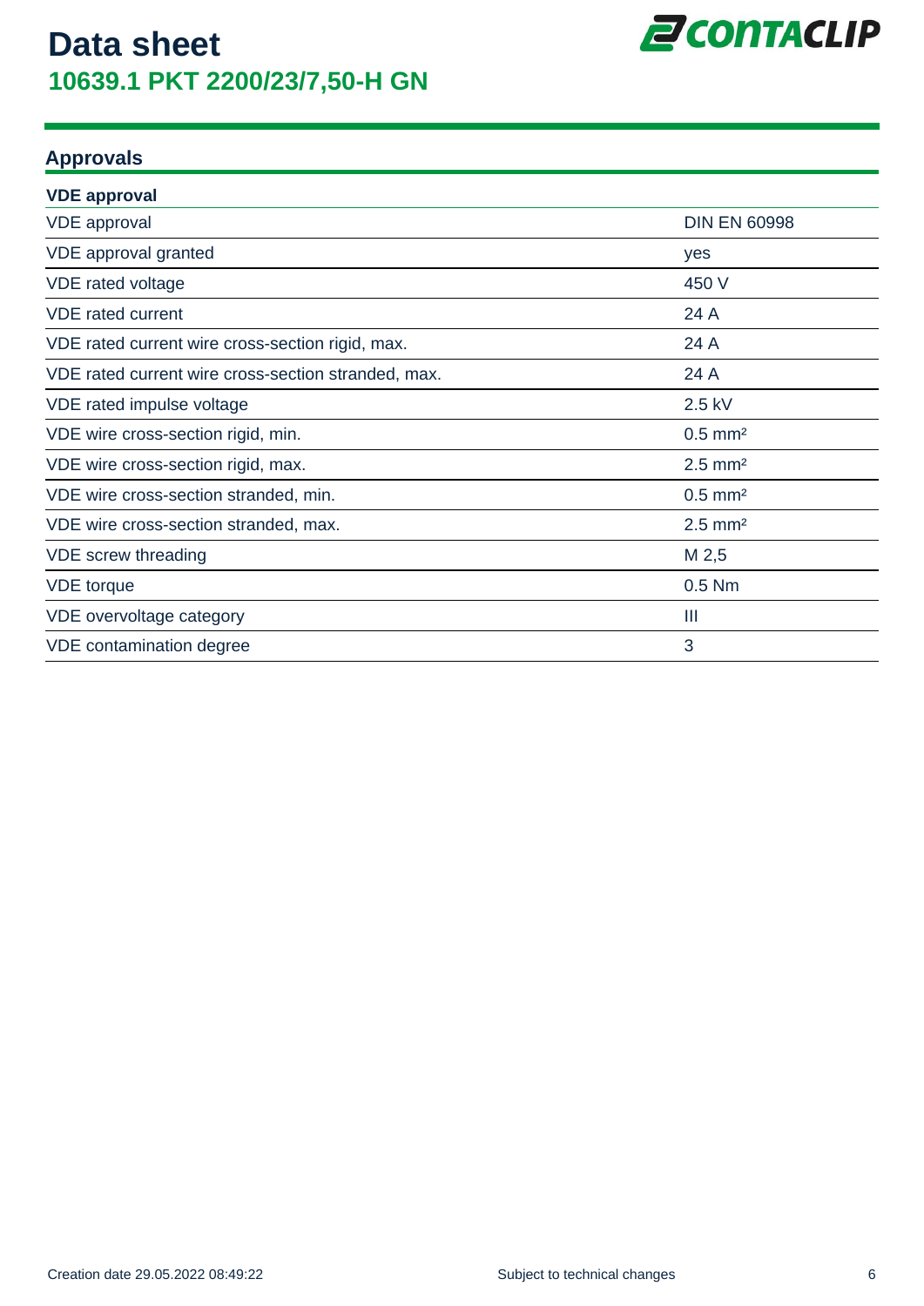# Data sheet
## 10639.1 PKT 2200/23/7,50-H GN

## Approvals

| VDE approval | |
|---|---|
| VDE approval | DIN EN 60998 |
| VDE approval granted | yes |
| VDE rated voltage | 450 V |
| VDE rated current | 24 A |
| VDE rated current wire cross-section rigid, max. | 24 A |
| VDE rated current wire cross-section stranded, max. | 24 A |
| VDE rated impulse voltage | 2.5 kV |
| VDE wire cross-section rigid, min. | 0.5 mm² |
| VDE wire cross-section rigid, max. | 2.5 mm² |
| VDE wire cross-section stranded, min. | 0.5 mm² |
| VDE wire cross-section stranded, max. | 2.5 mm² |
| VDE screw threading | M 2,5 |
| VDE torque | 0.5 Nm |
| VDE overvoltage category | III |
| VDE contamination degree | 3 |

Creation date 29.05.2022 08:49:22 Subject to technical changes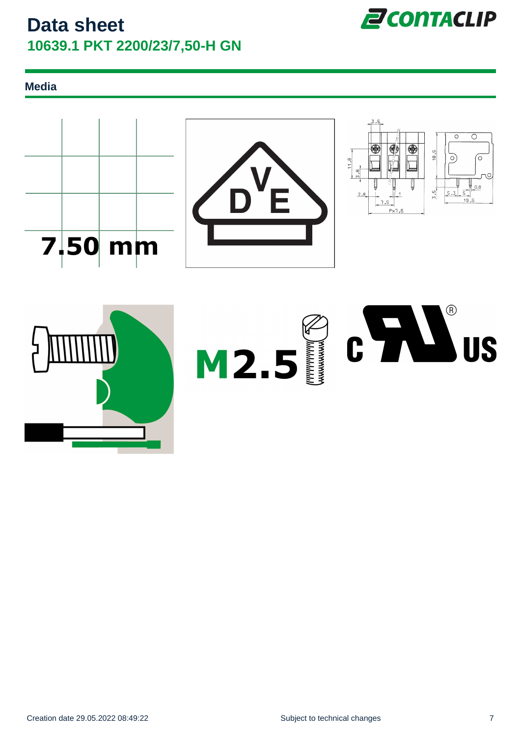# Data sheet

## 10639.1 PKT 2200/23/7,50-H GN

### Media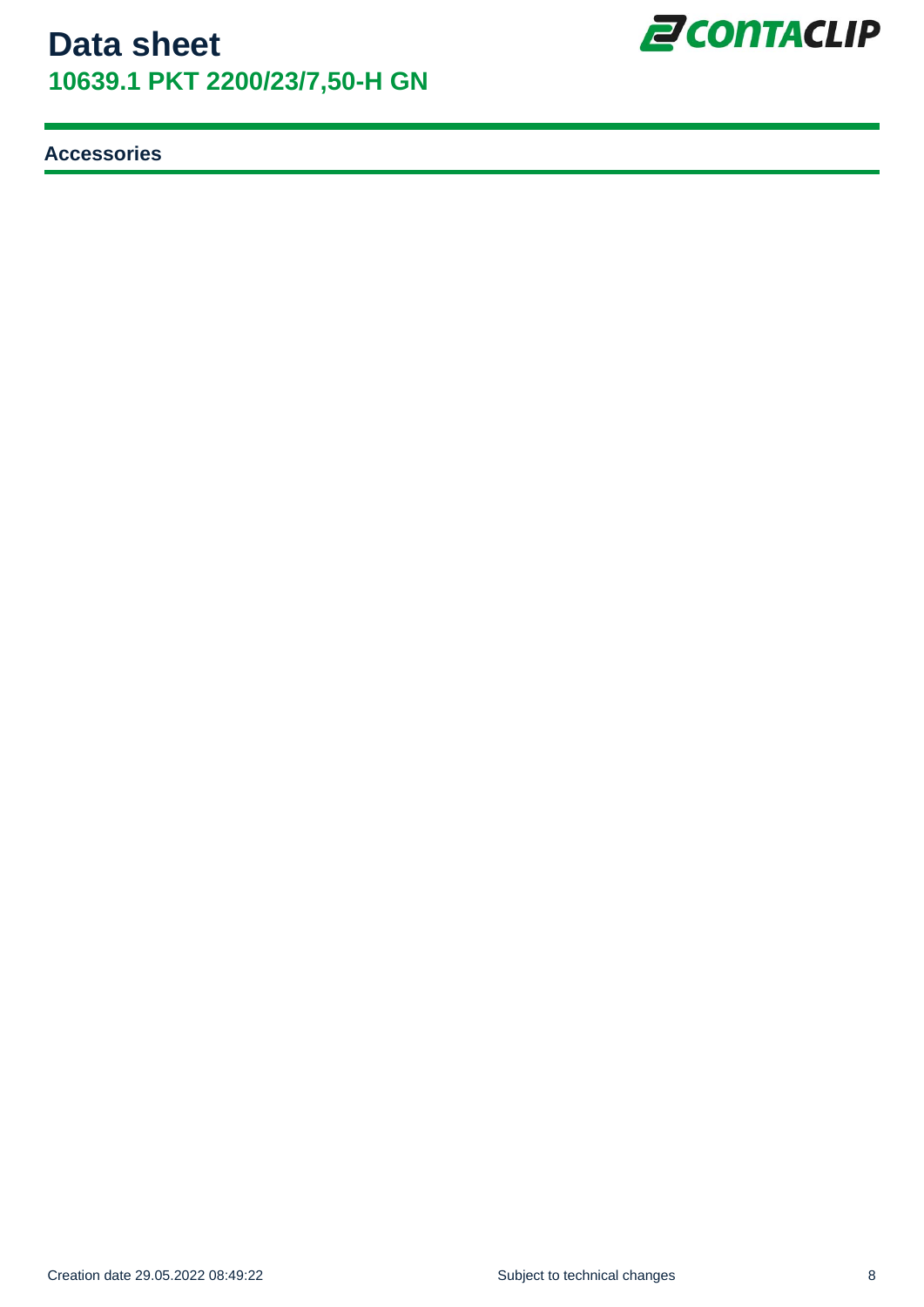# Data sheet

## 10639.1 PKT 2200/23/7,50-H GN

### Accessories